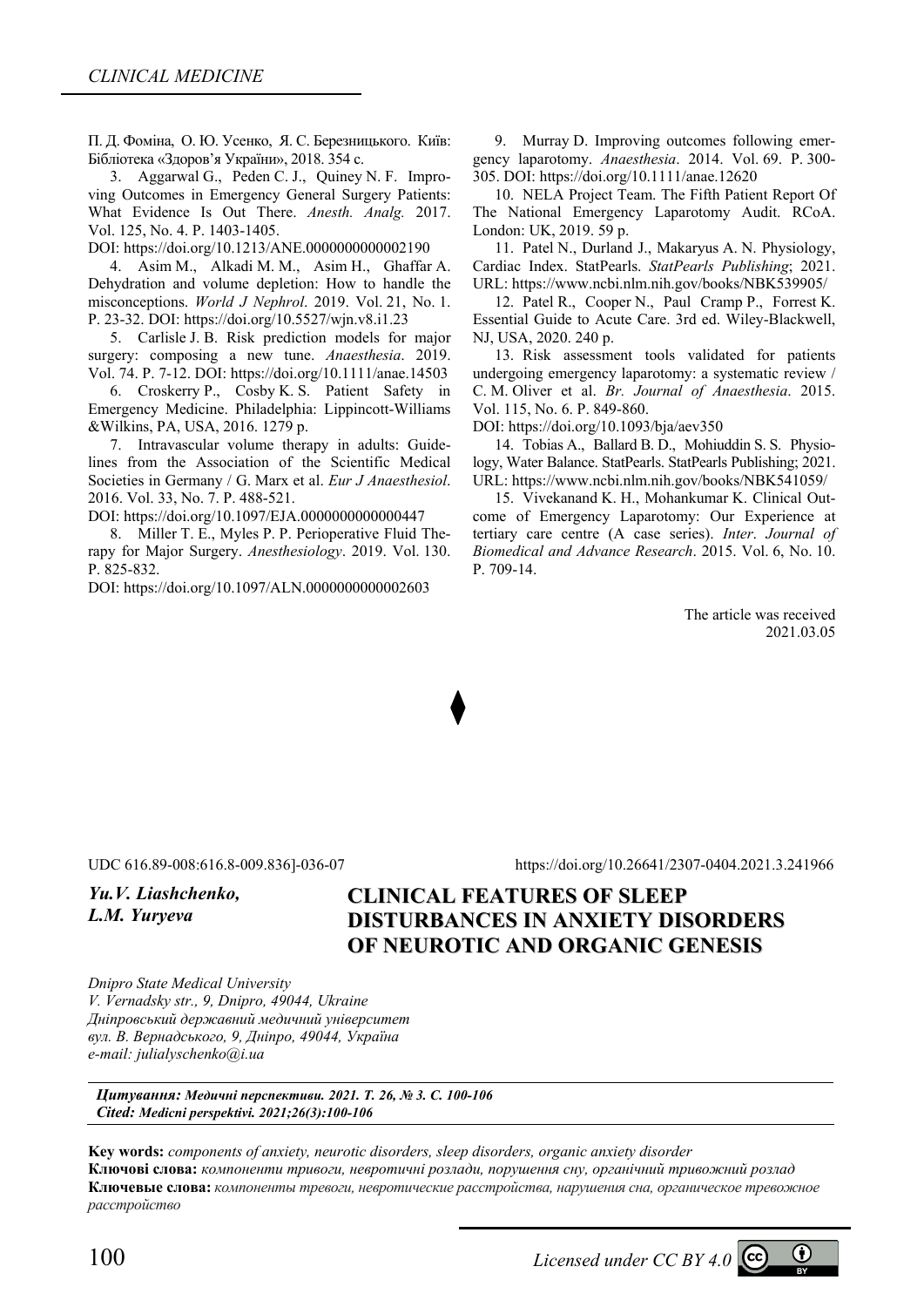П. Д. Фоміна, О. Ю. Усенко, Я. С. Березницького. Київ: Бібліотека «Здоров'я України», 2018. 354 с.

3. Aggarwal G., Peden C. J., Quiney N. F. Improving Outcomes in Emergency General Surgery Patients: What Evidence Is Out There. *Anesth. Analg.* 2017. Vol. 125, No. 4. P. 1403-1405.
DOI: https://doi.org/10.1213/ANE.0000000000002190

4. Asim M., Alkadi M. M., Asim H., Ghaffar A. Dehydration and volume depletion: How to handle the misconceptions. *World J Nephrol*. 2019. Vol. 21, No. 1. P. 23-32. DOI: https://doi.org/10.5527/wjn.v8.i1.23

5. Carlisle J. B. Risk prediction models for major surgery: composing a new tune. *Anaesthesia*. 2019. Vol. 74. P. 7-12. DOI: https://doi.org/10.1111/anae.14503

6. Croskerry P., Cosby K. S. Patient Safety in Emergency Medicine. Philadelphia: Lippincott-Williams &Wilkins, PA, USA, 2016. 1279 p.

7. Intravascular volume therapy in adults: Guidelines from the Association of the Scientific Medical Societies in Germany / G. Marx et al. *Eur J Anaesthesiol*. 2016. Vol. 33, No. 7. P. 488-521.
DOI: https://doi.org/10.1097/EJA.0000000000000447

8. Miller T. E., Myles P. P. Perioperative Fluid Therapy for Major Surgery. *Anesthesiology*. 2019. Vol. 130. P. 825-832.
DOI: https://doi.org/10.1097/ALN.0000000000002603

9. Murray D. Improving outcomes following emergency laparotomy. *Anaesthesia*. 2014. Vol. 69. P. 300-305. DOI: https://doi.org/10.1111/anae.12620

10. NELA Project Team. The Fifth Patient Report Of The National Emergency Laparotomy Audit. RCoA. London: UK, 2019. 59 p.

11. Patel N., Durland J., Makaryus A. N. Physiology, Cardiac Index. StatPearls. *StatPearls Publishing*; 2021. URL: https://www.ncbi.nlm.nih.gov/books/NBK539905/

12. Patel R., Cooper N., Paul Cramp P., Forrest K. Essential Guide to Acute Care. 3rd ed. Wiley-Blackwell, NJ, USA, 2020. 240 p.

13. Risk assessment tools validated for patients undergoing emergency laparotomy: a systematic review / C. M. Oliver et al. *Br. Journal of Anaesthesia*. 2015. Vol. 115, No. 6. P. 849-860.
DOI: https://doi.org/10.1093/bja/aev350

14. Tobias A., Ballard B. D., Mohiuddin S. S. Physiology, Water Balance. StatPearls. StatPearls Publishing; 2021. URL: https://www.ncbi.nlm.nih.gov/books/NBK541059/

15. Vivekanand K. H., Mohankumar K. Clinical Outcome of Emergency Laparotomy: Our Experience at tertiary care centre (A case series). *Inter. Journal of Biomedical and Advance Research*. 2015. Vol. 6, No. 10. P. 709-14.

The article was received
2021.03.05

◆

UDC 616.89-008:616.8-009.836]-036-07

https://doi.org/10.26641/2307-0404.2021.3.241966

***Yu.V. Liashchenko,***
***L.M. Yuryeva***

# CLINICAL FEATURES OF SLEEP DISTURBANCES IN ANXIETY DISORDERS OF NEUROTIC AND ORGANIC GENESIS

*Dnipro State Medical University*
*V. Vernadsky str., 9, Dnipro, 49044, Ukraine*
*Дніпровський державний медичний університет*
*вул. В. Вернадського, 9, Дніпро, 49044, Україна*
*e-mail: julialyschenko@i.ua*

***Цитування: Медичні перспективи. 2021. Т. 26, № 3. С. 100-106***
***Cited: Medicni perspektivi. 2021;26(3):100-106***

**Key words:** *components of anxiety, neurotic disorders, sleep disorders, organic anxiety disorder*
**Ключові слова:** *компоненти тривоги, невротичні розлади, порушення сну, органічний тривожний розлад*
**Ключевые слова:** *компоненты тревоги, невротические расстройства, нарушения сна, органическое тревожное расстройство*

*Licensed under CC BY 4.0*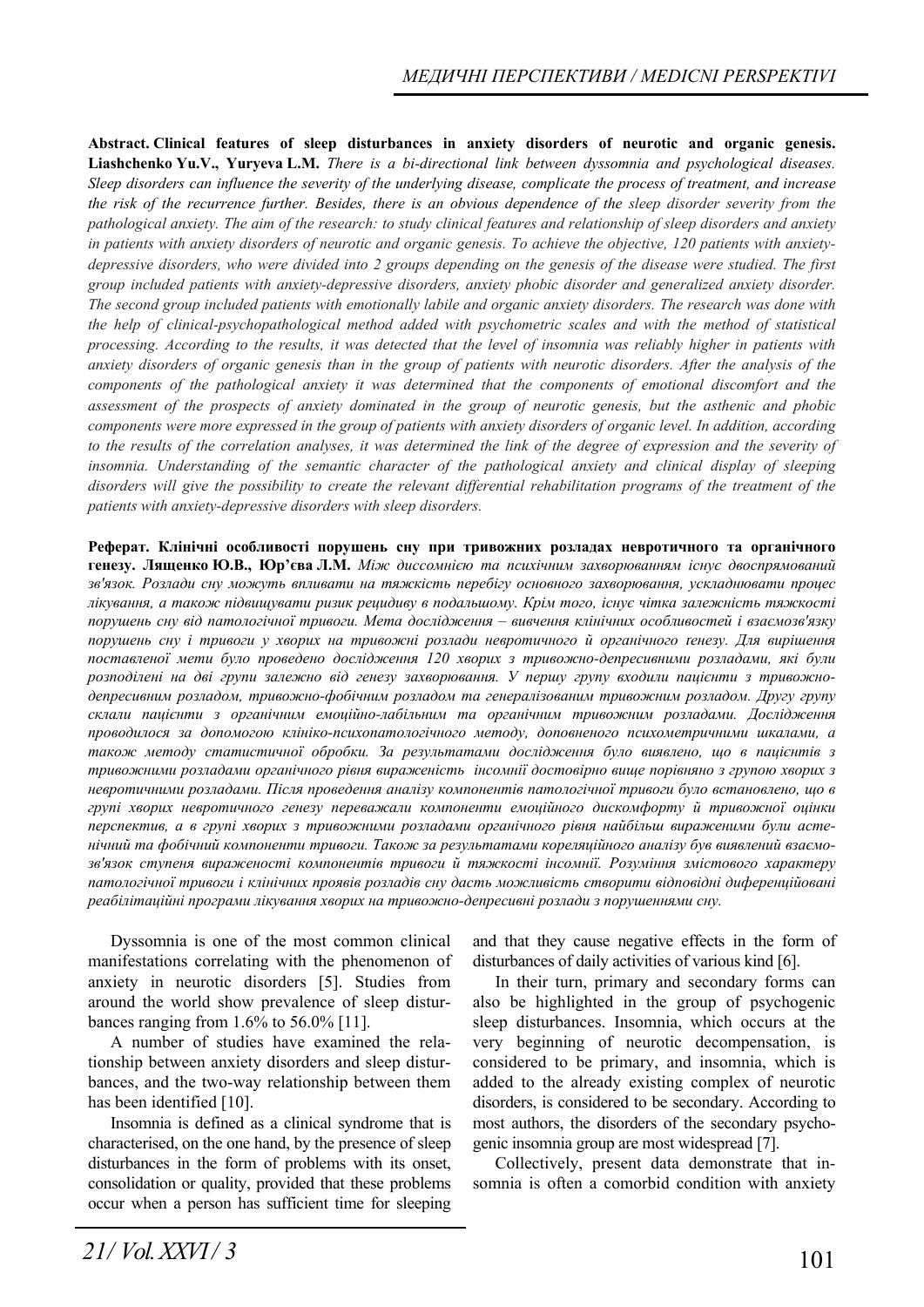**Abstract. Clinical features of sleep disturbances in anxiety disorders of neurotic and organic genesis. Liashchenko Yu.V., Yuryeva L.M.** *There is a bi-directional link between dyssomnia and psychological diseases. Sleep disorders can influence the severity of the underlying disease, complicate the process of treatment, and increase the risk of the recurrence further. Besides, there is an obvious dependence of the sleep disorder severity from the pathological anxiety. The aim of the research: to study clinical features and relationship of sleep disorders and anxiety in patients with anxiety disorders of neurotic and organic genesis. To achieve the objective, 120 patients with anxiety-depressive disorders, who were divided into 2 groups depending on the genesis of the disease were studied. The first group included patients with anxiety-depressive disorders, anxiety phobic disorder and generalized anxiety disorder. The second group included patients with emotionally labile and organic anxiety disorders. The research was done with the help of clinical-psychopathological method added with psychometric scales and with the method of statistical processing. According to the results, it was detected that the level of insomnia was reliably higher in patients with anxiety disorders of organic genesis than in the group of patients with neurotic disorders. After the analysis of the components of the pathological anxiety it was determined that the components of emotional discomfort and the assessment of the prospects of anxiety dominated in the group of neurotic genesis, but the asthenic and phobic components were more expressed in the group of patients with anxiety disorders of organic level. In addition, according to the results of the correlation analyses, it was determined the link of the degree of expression and the severity of insomnia. Understanding of the semantic character of the pathological anxiety and clinical display of sleeping disorders will give the possibility to create the relevant differential rehabilitation programs of the treatment of the patients with anxiety-depressive disorders with sleep disorders.*

**Реферат. Клінічні особливості порушень сну при тривожних розладах невротичного та органічного генезу. Лященко Ю.В., Юр'єва Л.М.** *Між диссомнією та психічним захворюванням існує двоспрямований зв'язок. Розлади сну можуть впливати на тяжкість перебігу основного захворювання, ускладнювати процес лікування, а також підвищувати ризик рецидиву в подальшому. Крім того, існує чітка залежність тяжкості порушень сну від патологічної тривоги. Мета дослідження – вивчення клінічних особливостей і взаємозв'язку порушень сну і тривоги у хворих на тривожні розлади невротичного й органічного генезу. Для вирішення поставленої мети було проведено дослідження 120 хворих з тривожно-депресивними розладами, які були розподілені на дві групи залежно від генезу захворювання. У першу групу входили пацієнти з тривожно-депресивним розладом, тривожно-фобічним розладом та генералізованим тривожним розладом. Другу групу склали пацієнти з органічним емоційно-лабільним та органічним тривожним розладами. Дослідження проводилося за допомогою клініко-психопатологічного методу, доповненого психометричними шкалами, а також методу статистичної обробки. За результатами дослідження було виявлено, що в пацієнтів з тривожними розладами органічного рівня вираженість інсомнії достовірно вище порівняно з групою хворих з невротичними розладами. Після проведення аналізу компонентів патологічної тривоги було встановлено, що в групі хворих невротичного генезу переважали компоненти емоційного дискомфорту й тривожної оцінки перспектив, а в групі хворих з тривожними розладами органічного рівня найбільш вираженими були астенічний та фобічний компоненти тривоги. Також за результатами кореляційного аналізу був виявлений взаємозв'язок ступеня вираженості компонентів тривоги й тяжкості інсомнії. Розуміння змістового характеру патологічної тривоги і клінічних проявів розладів сну дасть можливість створити відповідні диференційовані реабілітаційні програми лікування хворих на тривожно-депресивні розлади з порушеннями сну.*

Dyssomnia is one of the most common clinical manifestations correlating with the phenomenon of anxiety in neurotic disorders [5]. Studies from around the world show prevalence of sleep disturbances ranging from 1.6% to 56.0% [11].

A number of studies have examined the relationship between anxiety disorders and sleep disturbances, and the two-way relationship between them has been identified [10].

Insomnia is defined as a clinical syndrome that is characterised, on the one hand, by the presence of sleep disturbances in the form of problems with its onset, consolidation or quality, provided that these problems occur when a person has sufficient time for sleeping and that they cause negative effects in the form of disturbances of daily activities of various kind [6].

In their turn, primary and secondary forms can also be highlighted in the group of psychogenic sleep disturbances. Insomnia, which occurs at the very beginning of neurotic decompensation, is considered to be primary, and insomnia, which is added to the already existing complex of neurotic disorders, is considered to be secondary. According to most authors, the disorders of the secondary psychogenic insomnia group are most widespread [7].

Collectively, present data demonstrate that insomnia is often a comorbid condition with anxiety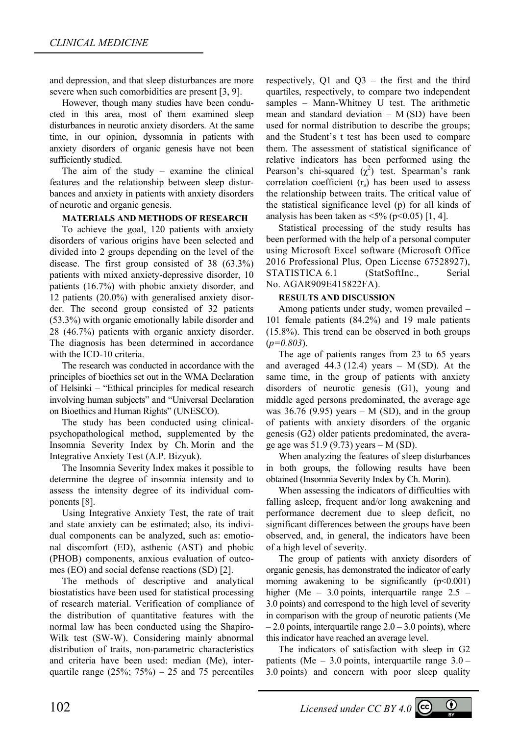and depression, and that sleep disturbances are more severe when such comorbidities are present [3, 9].

However, though many studies have been conducted in this area, most of them examined sleep disturbances in neurotic anxiety disorders. At the same time, in our opinion, dyssomnia in patients with anxiety disorders of organic genesis have not been sufficiently studied.

The aim of the study – examine the clinical features and the relationship between sleep disturbances and anxiety in patients with anxiety disorders of neurotic and organic genesis.

**MATERIALS AND METHODS OF RESEARCH**

To achieve the goal, 120 patients with anxiety disorders of various origins have been selected and divided into 2 groups depending on the level of the disease. The first group consisted of 38 (63.3%) patients with mixed anxiety-depressive disorder, 10 patients (16.7%) with phobic anxiety disorder, and 12 patients (20.0%) with generalised anxiety disorder. The second group consisted of 32 patients (53.3%) with organic emotionally labile disorder and 28 (46.7%) patients with organic anxiety disorder. The diagnosis has been determined in accordance with the ICD-10 criteria.

The research was conducted in accordance with the principles of bioethics set out in the WMA Declaration of Helsinki – "Ethical principles for medical research involving human subjects" and "Universal Declaration on Bioethics and Human Rights" (UNESCO).

The study has been conducted using clinical-psychopathological method, supplemented by the Insomnia Severity Index by Ch. Morin and the Integrative Anxiety Test (A.P. Bizyuk).

The Insomnia Severity Index makes it possible to determine the degree of insomnia intensity and to assess the intensity degree of its individual components [8].

Using Integrative Anxiety Test, the rate of trait and state anxiety can be estimated; also, its individual components can be analyzed, such as: emotional discomfort (ED), asthenic (AST) and phobic (PHOB) components, anxious evaluation of outcomes (EO) and social defense reactions (SD) [2].

The methods of descriptive and analytical biostatistics have been used for statistical processing of research material. Verification of compliance of the distribution of quantitative features with the normal law has been conducted using the Shapiro-Wilk test (SW-W). Considering mainly abnormal distribution of traits, non-parametric characteristics and criteria have been used: median (Me), interquartile range (25%; 75%) – 25 and 75 percentiles respectively, Q1 and Q3 – the first and the third quartiles, respectively, to compare two independent samples – Mann-Whitney U test. The arithmetic mean and standard deviation – M (SD) have been used for normal distribution to describe the groups; and the Student's t test has been used to compare them. The assessment of statistical significance of relative indicators has been performed using the Pearson's chi-squared ($\chi^2$) test. Spearman's rank correlation coefficient ($r_s$) has been used to assess the relationship between traits. The critical value of the statistical significance level (p) for all kinds of analysis has been taken as <5% ($p<0.05$) [1, 4].

Statistical processing of the study results has been performed with the help of a personal computer using Microsoft Excel software (Microsoft Office 2016 Professional Plus, Open License 67528927), STATISTICA 6.1 (StatSoftInc., Serial No. AGAR909E415822FA).

**RESULTS AND DISCUSSION**

Among patients under study, women prevailed – 101 female patients (84.2%) and 19 male patients (15.8%). This trend can be observed in both groups (*p=0.803*).

The age of patients ranges from 23 to 65 years and averaged 44.3 (12.4) years – M (SD). At the same time, in the group of patients with anxiety disorders of neurotic genesis (G1), young and middle aged persons predominated, the average age was 36.76 (9.95) years – M (SD), and in the group of patients with anxiety disorders of the organic genesis (G2) older patients predominated, the average age was 51.9 (9.73) years – M (SD).

When analyzing the features of sleep disturbances in both groups, the following results have been obtained (Insomnia Severity Index by Ch. Morin).

When assessing the indicators of difficulties with falling asleep, frequent and/or long awakening and performance decrement due to sleep deficit, no significant differences between the groups have been observed, and, in general, the indicators have been of a high level of severity.

The group of patients with anxiety disorders of organic genesis, has demonstrated the indicator of early morning awakening to be significantly ($p<0.001$) higher (Me – 3.0 points, interquartile range 2.5 – 3.0 points) and correspond to the high level of severity in comparison with the group of neurotic patients (Me – 2.0 points, interquartile range 2.0 – 3.0 points), where this indicator have reached an average level.

The indicators of satisfaction with sleep in G2 patients (Me – 3.0 points, interquartile range 3.0 – 3.0 points) and concern with poor sleep quality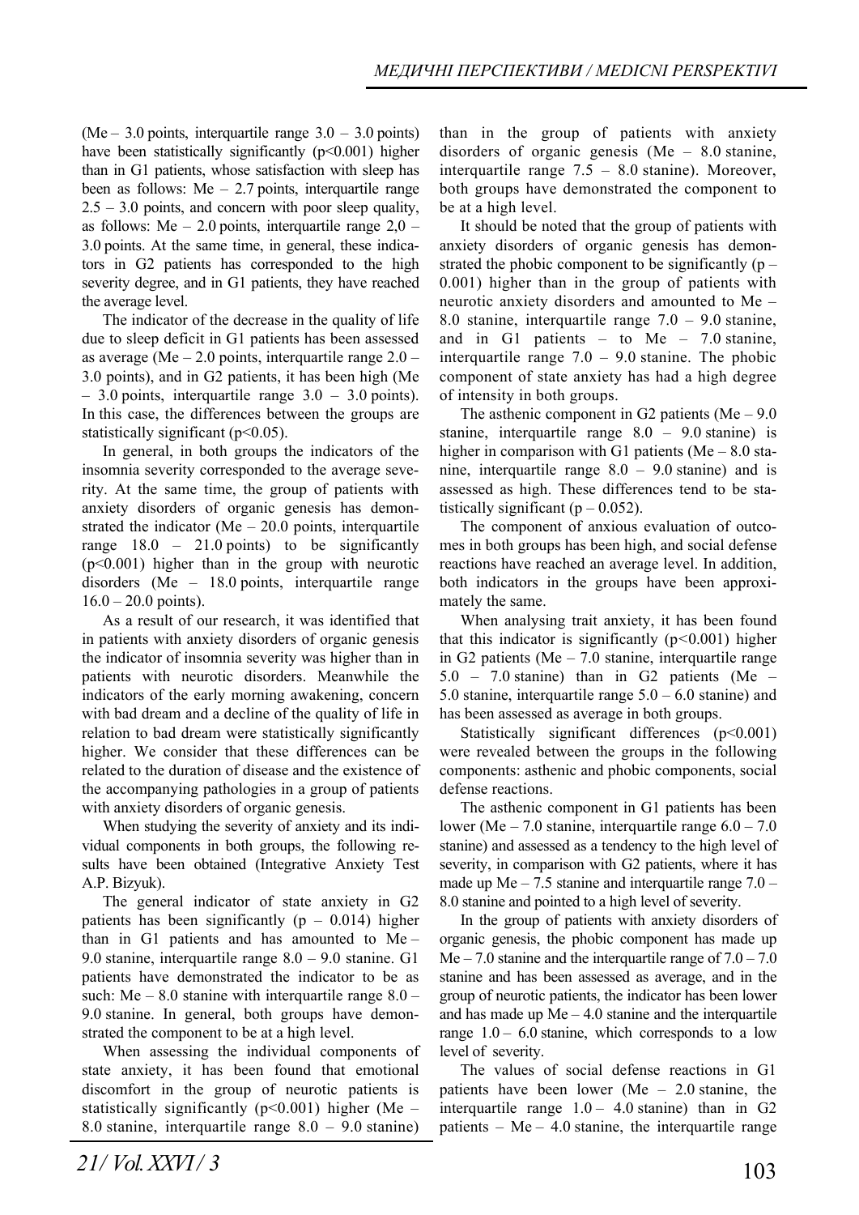(Me – 3.0 points, interquartile range 3.0 – 3.0 points) have been statistically significantly ($p<0.001$) higher than in G1 patients, whose satisfaction with sleep has been as follows: Me – 2.7 points, interquartile range 2.5 – 3.0 points, and concern with poor sleep quality, as follows: Me – 2.0 points, interquartile range 2,0 – 3.0 points. At the same time, in general, these indicators in G2 patients has corresponded to the high severity degree, and in G1 patients, they have reached the average level.

The indicator of the decrease in the quality of life due to sleep deficit in G1 patients has been assessed as average (Me – 2.0 points, interquartile range 2.0 – 3.0 points), and in G2 patients, it has been high (Me – 3.0 points, interquartile range 3.0 – 3.0 points). In this case, the differences between the groups are statistically significant ($p<0.05$).

In general, in both groups the indicators of the insomnia severity corresponded to the average severity. At the same time, the group of patients with anxiety disorders of organic genesis has demonstrated the indicator (Me – 20.0 points, interquartile range 18.0 – 21.0 points) to be significantly ($p<0.001$) higher than in the group with neurotic disorders (Me – 18.0 points, interquartile range 16.0 – 20.0 points).

As a result of our research, it was identified that in patients with anxiety disorders of organic genesis the indicator of insomnia severity was higher than in patients with neurotic disorders. Meanwhile the indicators of the early morning awakening, concern with bad dream and a decline of the quality of life in relation to bad dream were statistically significantly higher. We consider that these differences can be related to the duration of disease and the existence of the accompanying pathologies in a group of patients with anxiety disorders of organic genesis.

When studying the severity of anxiety and its individual components in both groups, the following results have been obtained (Integrative Anxiety Test A.P. Bizyuk).

The general indicator of state anxiety in G2 patients has been significantly ($p – 0.014$) higher than in G1 patients and has amounted to Me – 9.0 stanine, interquartile range 8.0 – 9.0 stanine. G1 patients have demonstrated the indicator to be as such: Me – 8.0 stanine with interquartile range 8.0 – 9.0 stanine. In general, both groups have demonstrated the component to be at a high level.

When assessing the individual components of state anxiety, it has been found that emotional discomfort in the group of neurotic patients is statistically significantly ($p<0.001$) higher (Me – 8.0 stanine, interquartile range 8.0 – 9.0 stanine) than in the group of patients with anxiety disorders of organic genesis (Me – 8.0 stanine, interquartile range 7.5 – 8.0 stanine). Moreover, both groups have demonstrated the component to be at a high level.

It should be noted that the group of patients with anxiety disorders of organic genesis has demonstrated the phobic component to be significantly ($p – 0.001$) higher than in the group of patients with neurotic anxiety disorders and amounted to Me – 8.0 stanine, interquartile range 7.0 – 9.0 stanine, and in G1 patients – to Me – 7.0 stanine, interquartile range 7.0 – 9.0 stanine. The phobic component of state anxiety has had a high degree of intensity in both groups.

The asthenic component in G2 patients (Me – 9.0 stanine, interquartile range 8.0 – 9.0 stanine) is higher in comparison with G1 patients (Me – 8.0 stanine, interquartile range 8.0 – 9.0 stanine) and is assessed as high. These differences tend to be statistically significant ($p – 0.052$).

The component of anxious evaluation of outcomes in both groups has been high, and social defense reactions have reached an average level. In addition, both indicators in the groups have been approximately the same.

When analysing trait anxiety, it has been found that this indicator is significantly ($p<0.001$) higher in G2 patients (Me – 7.0 stanine, interquartile range 5.0 – 7.0 stanine) than in G2 patients (Me – 5.0 stanine, interquartile range 5.0 – 6.0 stanine) and has been assessed as average in both groups.

Statistically significant differences ($p<0.001$) were revealed between the groups in the following components: asthenic and phobic components, social defense reactions.

The asthenic component in G1 patients has been lower (Me – 7.0 stanine, interquartile range 6.0 – 7.0 stanine) and assessed as a tendency to the high level of severity, in comparison with G2 patients, where it has made up Me – 7.5 stanine and interquartile range 7.0 – 8.0 stanine and pointed to a high level of severity.

In the group of patients with anxiety disorders of organic genesis, the phobic component has made up Me – 7.0 stanine and the interquartile range of 7.0 – 7.0 stanine and has been assessed as average, and in the group of neurotic patients, the indicator has been lower and has made up Me – 4.0 stanine and the interquartile range 1.0 – 6.0 stanine, which corresponds to a low level of severity.

The values of social defense reactions in G1 patients have been lower (Me – 2.0 stanine, the interquartile range 1.0 – 4.0 stanine) than in G2 patients – Me – 4.0 stanine, the interquartile range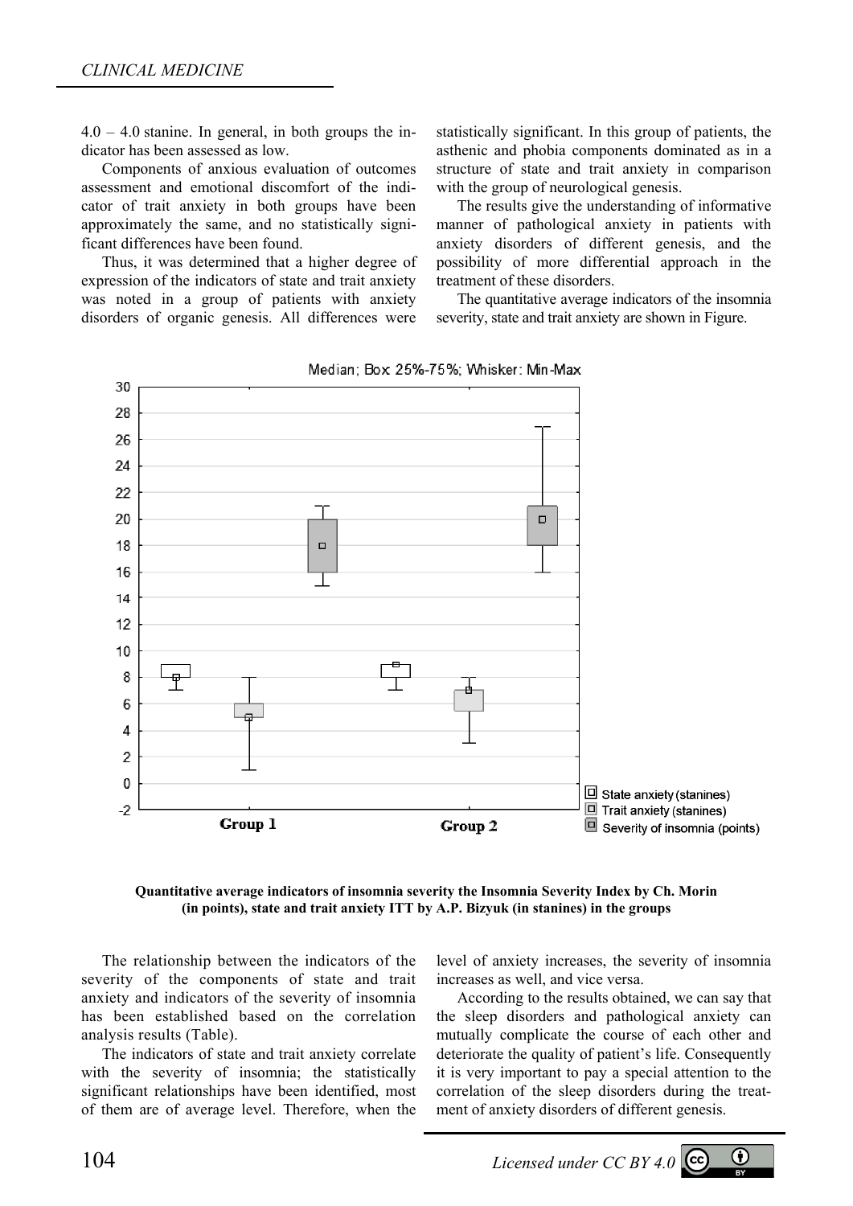4.0 – 4.0 stanine. In general, in both groups the indicator has been assessed as low.

Components of anxious evaluation of outcomes assessment and emotional discomfort of the indicator of trait anxiety in both groups have been approximately the same, and no statistically significant differences have been found.

Thus, it was determined that a higher degree of expression of the indicators of state and trait anxiety was noted in a group of patients with anxiety disorders of organic genesis. All differences were statistically significant. In this group of patients, the asthenic and phobia components dominated as in a structure of state and trait anxiety in comparison with the group of neurological genesis.

The results give the understanding of informative manner of pathological anxiety in patients with anxiety disorders of different genesis, and the possibility of more differential approach in the treatment of these disorders.

The quantitative average indicators of the insomnia severity, state and trait anxiety are shown in Figure.

**Quantitative average indicators of insomnia severity the Insomnia Severity Index by Ch. Morin (in points), state and trait anxiety ITT by A.P. Bizyuk (in stanines) in the groups**

The relationship between the indicators of the severity of the components of state and trait anxiety and indicators of the severity of insomnia has been established based on the correlation analysis results (Table).

The indicators of state and trait anxiety correlate with the severity of insomnia; the statistically significant relationships have been identified, most of them are of average level. Therefore, when the level of anxiety increases, the severity of insomnia increases as well, and vice versa.

According to the results obtained, we can say that the sleep disorders and pathological anxiety can mutually complicate the course of each other and deteriorate the quality of patient's life. Consequently it is very important to pay a special attention to the correlation of the sleep disorders during the treatment of anxiety disorders of different genesis.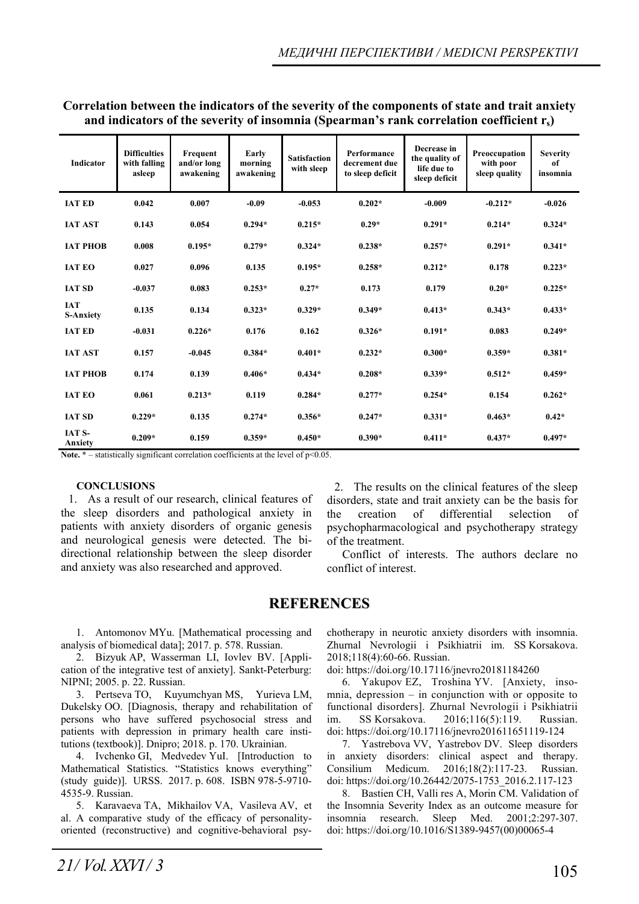**Correlation between the indicators of the severity of the components of state and trait anxiety and indicators of the severity of insomnia (Spearman's rank correlation coefficient $r_s$)**

| Indicator | Difficulties with falling asleep | Frequent and/or long awakening | Early morning awakening | Satisfaction with sleep | Performance decrement due to sleep deficit | Decrease in the quality of life due to sleep deficit | Preoccupation with poor sleep quality | Severity of insomnia |
|---|---|---|---|---|---|---|---|---|
| IAT ED | 0.042 | 0.007 | -0.09 | -0.053 | 0.202* | -0.009 | -0.212* | -0.026 |
| IAT AST | 0.143 | 0.054 | 0.294* | 0.215* | 0.29* | 0.291* | 0.214* | 0.324* |
| IAT PHOB | 0.008 | 0.195* | 0.279* | 0.324* | 0.238* | 0.257* | 0.291* | 0.341* |
| IAT EO | 0.027 | 0.096 | 0.135 | 0.195* | 0.258* | 0.212* | 0.178 | 0.223* |
| IAT SD | -0.037 | 0.083 | 0.253* | 0.27* | 0.173 | 0.179 | 0.20* | 0.225* |
| IAT S-Anxiety | 0.135 | 0.134 | 0.323* | 0.329* | 0.349* | 0.413* | 0.343* | 0.433* |
| IAT ED | -0.031 | 0.226* | 0.176 | 0.162 | 0.326* | 0.191* | 0.083 | 0.249* |
| IAT AST | 0.157 | -0.045 | 0.384* | 0.401* | 0.232* | 0.300* | 0.359* | 0.381* |
| IAT PHOB | 0.174 | 0.139 | 0.406* | 0.434* | 0.208* | 0.339* | 0.512* | 0.459* |
| IAT EO | 0.061 | 0.213* | 0.119 | 0.284* | 0.277* | 0.254* | 0.154 | 0.262* |
| IAT SD | 0.229* | 0.135 | 0.274* | 0.356* | 0.247* | 0.331* | 0.463* | 0.42* |
| IAT S-Anxiety | 0.209* | 0.159 | 0.359* | 0.450* | 0.390* | 0.411* | 0.437* | 0.497* |

**Note.** * – statistically significant correlation coefficients at the level of $p<0.05$.

**CONCLUSIONS**

1. As a result of our research, clinical features of the sleep disorders and pathological anxiety in patients with anxiety disorders of organic genesis and neurological genesis were detected. The bi-directional relationship between the sleep disorder and anxiety was also researched and approved.

2. The results on the clinical features of the sleep disorders, state and trait anxiety can be the basis for the creation of differential selection of psychopharmacological and psychotherapy strategy of the treatment.

Conflict of interests. The authors declare no conflict of interest.

## REFERENCES

1. Antomonov MYu. [Mathematical processing and analysis of biomedical data]; 2017. p. 578. Russian.
2. Bizyuk AP, Wasserman LI, Iovlev BV. [Application of the integrative test of anxiety]. Sankt-Peterburg: NIPNI; 2005. p. 22. Russian.
3. Pertseva TO, Kuyumchyan MS, Yurieva LM, Dukelsky OO. [Diagnosis, therapy and rehabilitation of persons who have suffered psychosocial stress and patients with depression in primary health care institutions (textbook)]. Dnipro; 2018. p. 170. Ukrainian.
4. Ivchenko GI, Medvedev YuI. [Introduction to Mathematical Statistics. "Statistics knows everything" (study guide)]. URSS. 2017. p. 608. ISBN 978-5-9710-4535-9. Russian.
5. Karavaeva TA, Mikhailov VA, Vasileva AV, et al. A comparative study of the efficacy of personality-oriented (reconstructive) and cognitive-behavioral psychotherapy in neurotic anxiety disorders with insomnia. Zhurnal Nevrologii i Psikhiatrii im. SS Korsakova. 2018;118(4):60-66. Russian. doi: https://doi.org/10.17116/jnevro20181184260
6. Yakupov EZ, Troshina YV. [Anxiety, insomnia, depression – in conjunction with or opposite to functional disorders]. Zhurnal Nevrologii i Psikhiatrii im. SS Korsakova. 2016;116(5):119. Russian. doi: https://doi.org/10.17116/jnevro201611651119-124
7. Yastrebova VV, Yastrebov DV. Sleep disorders in anxiety disorders: clinical aspect and therapy. Consilium Medicum. 2016;18(2):117-23. Russian. doi: https://doi.org/10.26442/2075-1753_2016.2.117-123
8. Bastien CH, Valli res A, Morin CM. Validation of the Insomnia Severity Index as an outcome measure for insomnia research. Sleep Med. 2001;2:297-307. doi: https://doi.org/10.1016/S1389-9457(00)00065-4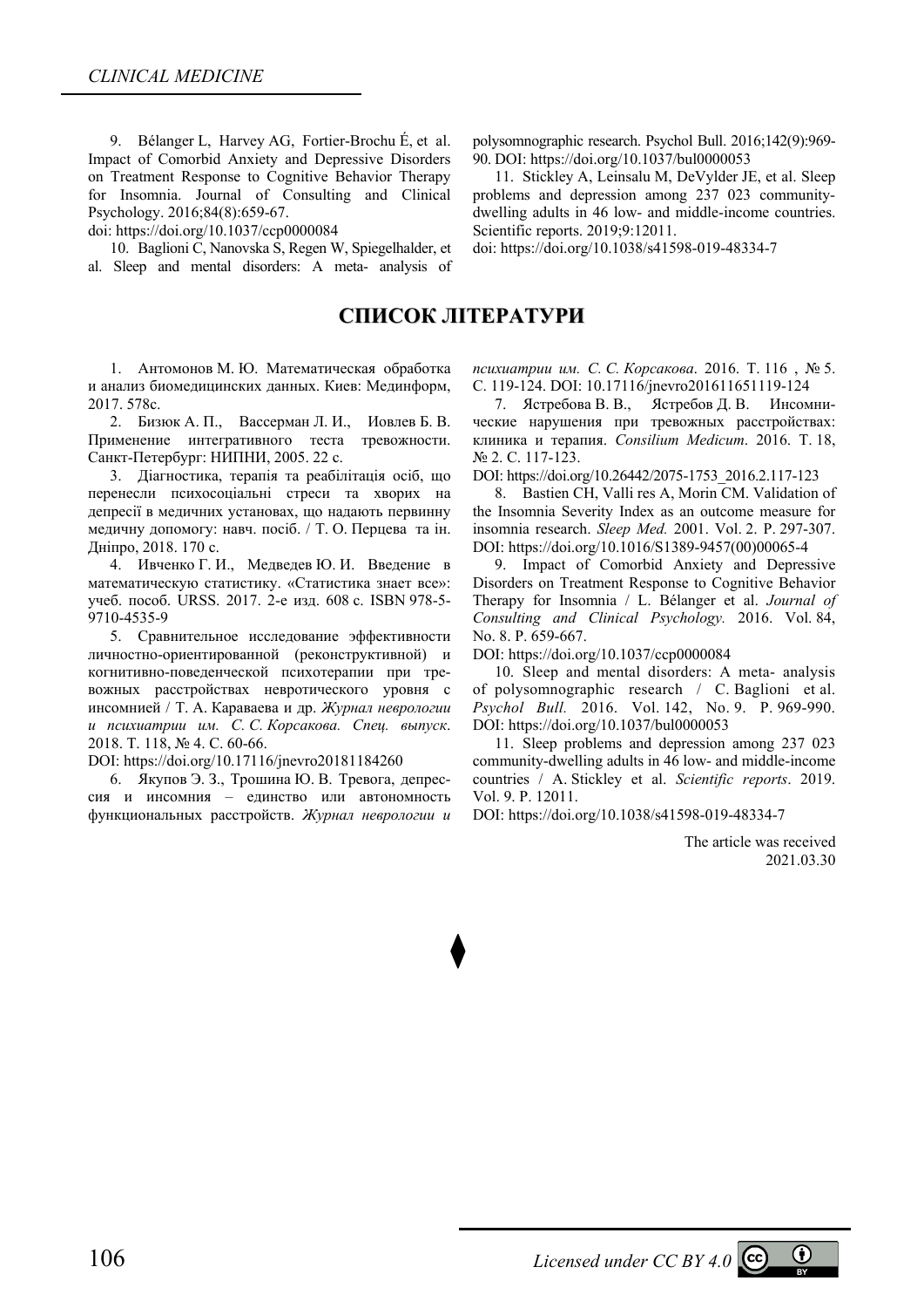9. Bélanger L, Harvey AG, Fortier-Brochu É, et al. Impact of Comorbid Anxiety and Depressive Disorders on Treatment Response to Cognitive Behavior Therapy for Insomnia. Journal of Consulting and Clinical Psychology. 2016;84(8):659-67.
doi: https://doi.org/10.1037/ccp0000084

10. Baglioni C, Nanovska S, Regen W, Spiegelhalder, et al. Sleep and mental disorders: A meta- analysis of polysomnographic research. Psychol Bull. 2016;142(9):969-90. DOI: https://doi.org/10.1037/bul0000053

11. Stickley A, Leinsalu M, DeVylder JE, et al. Sleep problems and depression among 237 023 community-dwelling adults in 46 low- and middle-income countries. Scientific reports. 2019;9:12011.
doi: https://doi.org/10.1038/s41598-019-48334-7

## СПИСОК ЛІТЕРАТУРИ

1. Антомонов М. Ю. Математическая обработка и анализ биомедицинских данных. Киев: Мединформ, 2017. 578с.

2. Бизюк А. П., Вассерман Л. И., Иовлев Б. В. Применение интегративного теста тревожности. Санкт-Петербург: НИПНИ, 2005. 22 с.

3. Діагностика, терапія та реабілітація осіб, що перенесли психосоціальні стреси та хворих на депресії в медичних установах, що надають первинну медичну допомогу: навч. посіб. / Т. О. Перцева та ін. Дніпро, 2018. 170 с.

4. Ивченко Г. И., Медведев Ю. И. Введение в математическую статистику. «Статистика знает все»: учеб. пособ. URSS. 2017. 2-е изд. 608 с. ISBN 978-5-9710-4535-9

5. Сравнительное исследование эффективности личностно-ориентированной (реконструктивной) и когнитивно-поведенческой психотерапии при тревожных расстройствах невротического уровня с инсомнией / Т. А. Караваева и др. *Журнал неврологии и психиатрии им. С. С. Корсакова. Спец. выпуск*. 2018. Т. 118, № 4. С. 60-66.
DOI: https://doi.org/10.17116/jnevro20181184260

6. Якупов Э. З., Трошина Ю. В. Тревога, депрессия и инсомния – единство или автономность функциональных расстройств. *Журнал неврологии и психиатрии им. С. С. Корсакова*. 2016. Т. 116 , № 5. С. 119-124. DOI: 10.17116/jnevro201611651119-124

7. Ястребова В. В., Ястребов Д. В. Инсомнические нарушения при тревожных расстройствах: клиника и терапия. *Consilium Medicum*. 2016. Т. 18, № 2. С. 117-123.
DOI: https://doi.org/10.26442/2075-1753_2016.2.117-123

8. Bastien CH, Valli res A, Morin CM. Validation of the Insomnia Severity Index as an outcome measure for insomnia research. *Sleep Med.* 2001. Vol. 2. P. 297-307. DOI: https://doi.org/10.1016/S1389-9457(00)00065-4

9. Impact of Comorbid Anxiety and Depressive Disorders on Treatment Response to Cognitive Behavior Therapy for Insomnia / L. Bélanger et al. *Journal of Consulting and Clinical Psychology.* 2016. Vol. 84, No. 8. P. 659-667.
DOI: https://doi.org/10.1037/ccp0000084

10. Sleep and mental disorders: A meta- analysis of polysomnographic research / C. Baglioni et al. *Psychol Bull.* 2016. Vol. 142, No. 9. P. 969-990. DOI: https://doi.org/10.1037/bul0000053

11. Sleep problems and depression among 237 023 community-dwelling adults in 46 low- and middle-income countries / A. Stickley et al. *Scientific reports*. 2019. Vol. 9. P. 12011.
DOI: https://doi.org/10.1038/s41598-019-48334-7

The article was received
2021.03.30